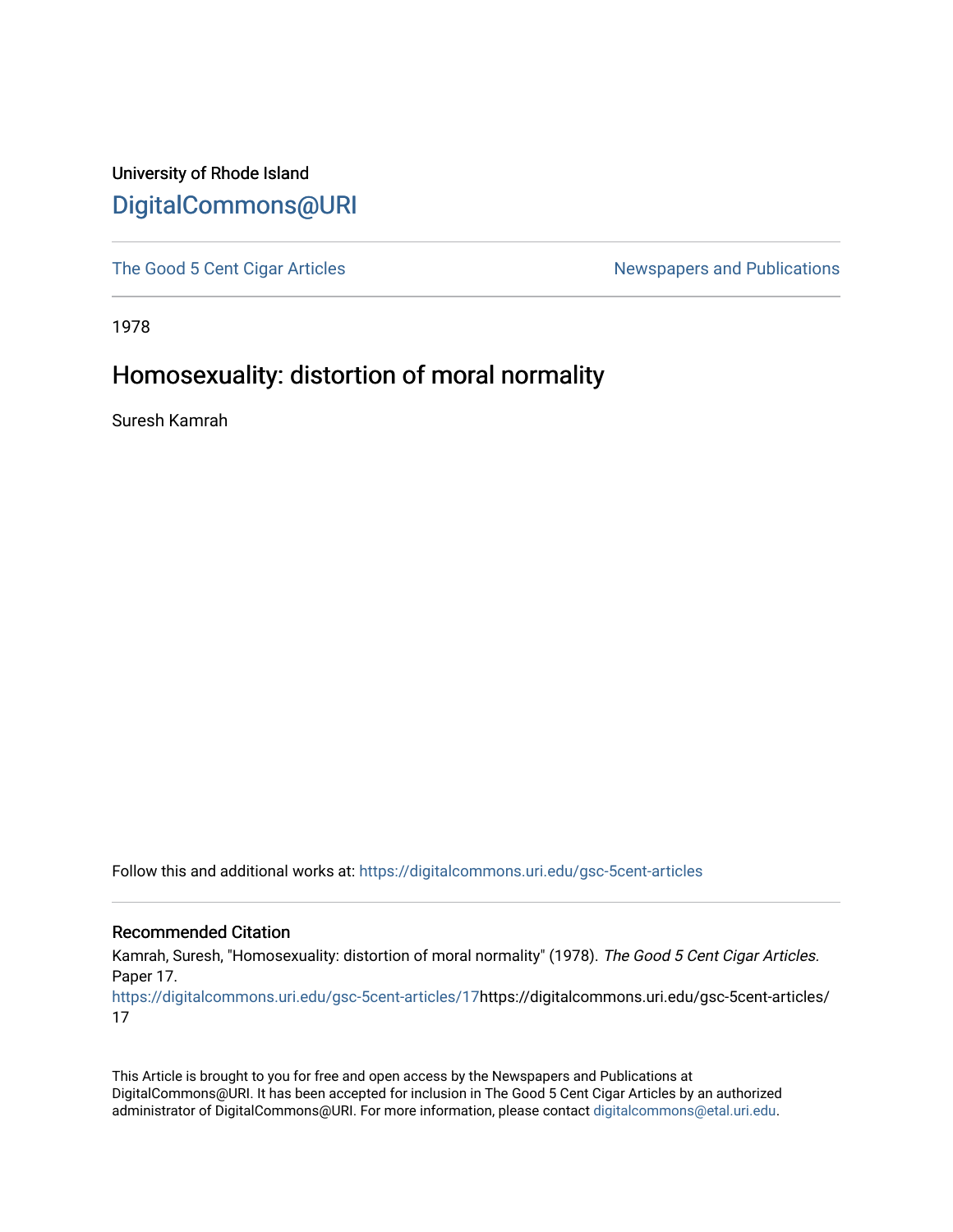University of Rhode Island

# DigitalCommons@URI

The Good 5 Cent Cigar Articles | Newspapers and Publications

1978

## Homosexuality: distortion of moral normality

Suresh Kamrah

Follow this and additional works at: https://digitalcommons.uri.edu/gsc-5cent-articles

### Recommended Citation

Kamrah, Suresh, "Homosexuality: distortion of moral normality" (1978). *The Good 5 Cent Cigar Articles.* Paper 17.
https://digitalcommons.uri.edu/gsc-5cent-articles/17https://digitalcommons.uri.edu/gsc-5cent-articles/17

This Article is brought to you for free and open access by the Newspapers and Publications at DigitalCommons@URI. It has been accepted for inclusion in The Good 5 Cent Cigar Articles by an authorized administrator of DigitalCommons@URI. For more information, please contact digitalcommons@etal.uri.edu.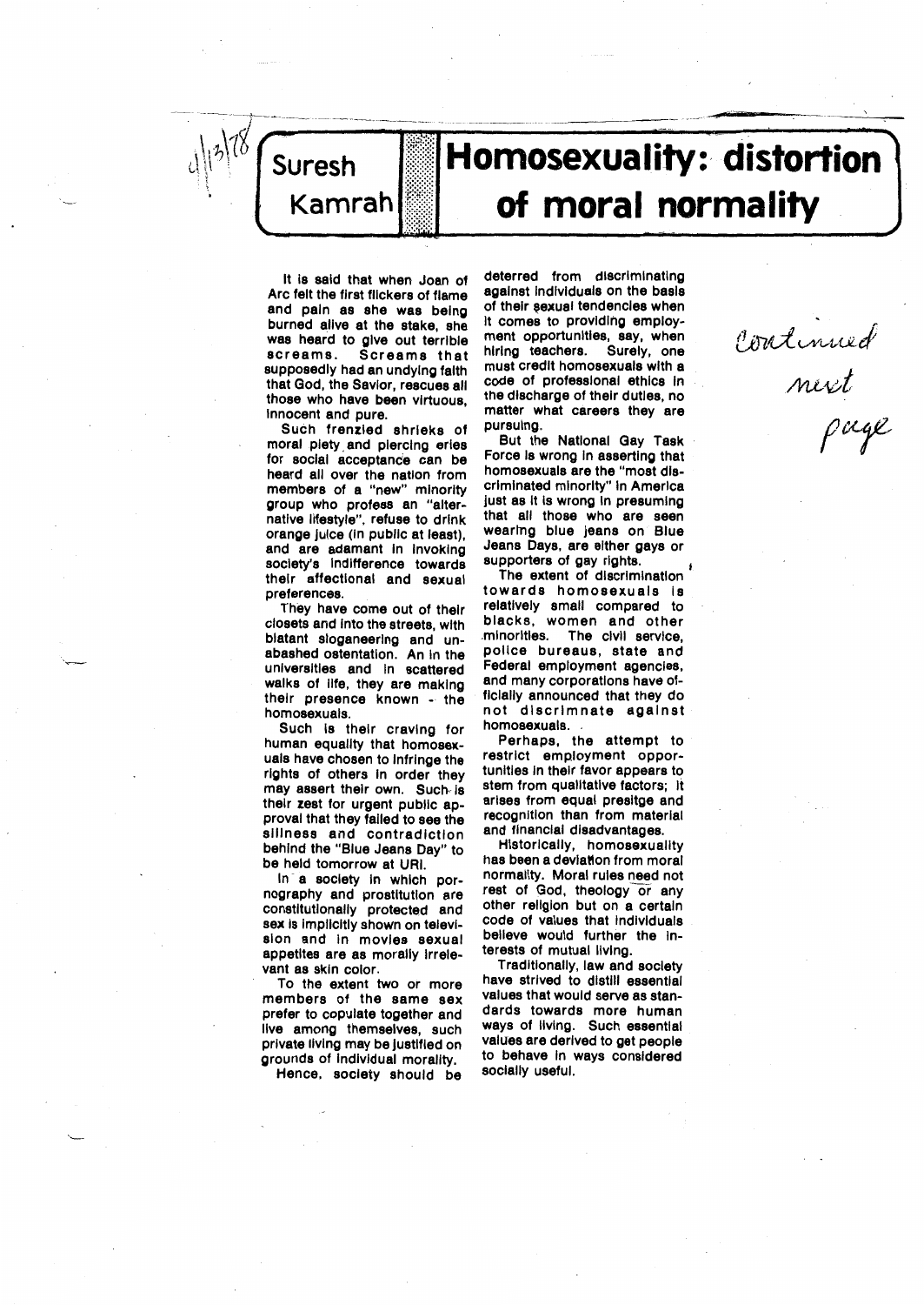4/13/78

# Homosexuality: distortion of moral normality

**Suresh Kamrah**

It is said that when Joan of Arc felt the first flickers of flame and pain as she was being burned alive at the stake, she was heard to give out terrible screams. Screams that supposedly had an undying faith that God, the Savior, rescues all those who have been virtuous, innocent and pure.

Such frenzied shrieks of moral piety and piercing cries for social acceptance can be heard all over the nation from members of a "new" minority group who profess an "alternative lifestyle", refuse to drink orange juice (in public at least), and are adamant in invoking society's indifference towards their affectional and sexual preferences.

They have come out of their closets and into the streets, with blatant sloganeering and unabashed ostentation. An in the universities and in scattered walks of life, they are making their presence known - the homosexuals.

Such is their craving for human equality that homosexuals have chosen to infringe the rights of others in order they may assert their own. Such is their zest for urgent public approval that they failed to see the silliness and contradiction behind the "Blue Jeans Day" to be held tomorrow at URI.

In a society in which pornography and prostitution are constitutionally protected and sex is implicitly shown on television and in movies sexual appetites are as morally irrelevant as skin color.

To the extent two or more members of the same sex prefer to copulate together and live among themselves, such private living may be justified on grounds of individual morality.

Hence, society should be deterred from discriminating against individuals on the basis of their sexual tendencies when it comes to providing employment opportunities, say, when hiring teachers. Surely, one must credit homosexuals with a code of professional ethics in the discharge of their duties, no matter what careers they are pursuing.

But the National Gay Task Force is wrong in asserting that homosexuals are the "most discriminated minority" in America just as it is wrong in presuming that all those who are seen wearing blue jeans on Blue Jeans Days, are either gays or supporters of gay rights.

The extent of discrimination towards homosexuals is relatively small compared to blacks, women and other minorities. The civil service, police bureaus, state and Federal employment agencies, and many corporations have officially announced that they do not discrimnate against homosexuals.

Perhaps, the attempt to restrict employment opportunities in their favor appears to stem from qualitative factors; it arises from equal presitge and recognition than from material and financial disadvantages.

Historically, homosexuality has been a deviation from moral normality. Moral rules need not rest of God, theology or any other religion but on a certain code of values that individuals believe would further the interests of mutual living.

Traditionally, law and society have strived to distill essential values that would serve as standards towards more human ways of living. Such essential values are derived to get people to behave in ways considered socially useful.

*Continued next page*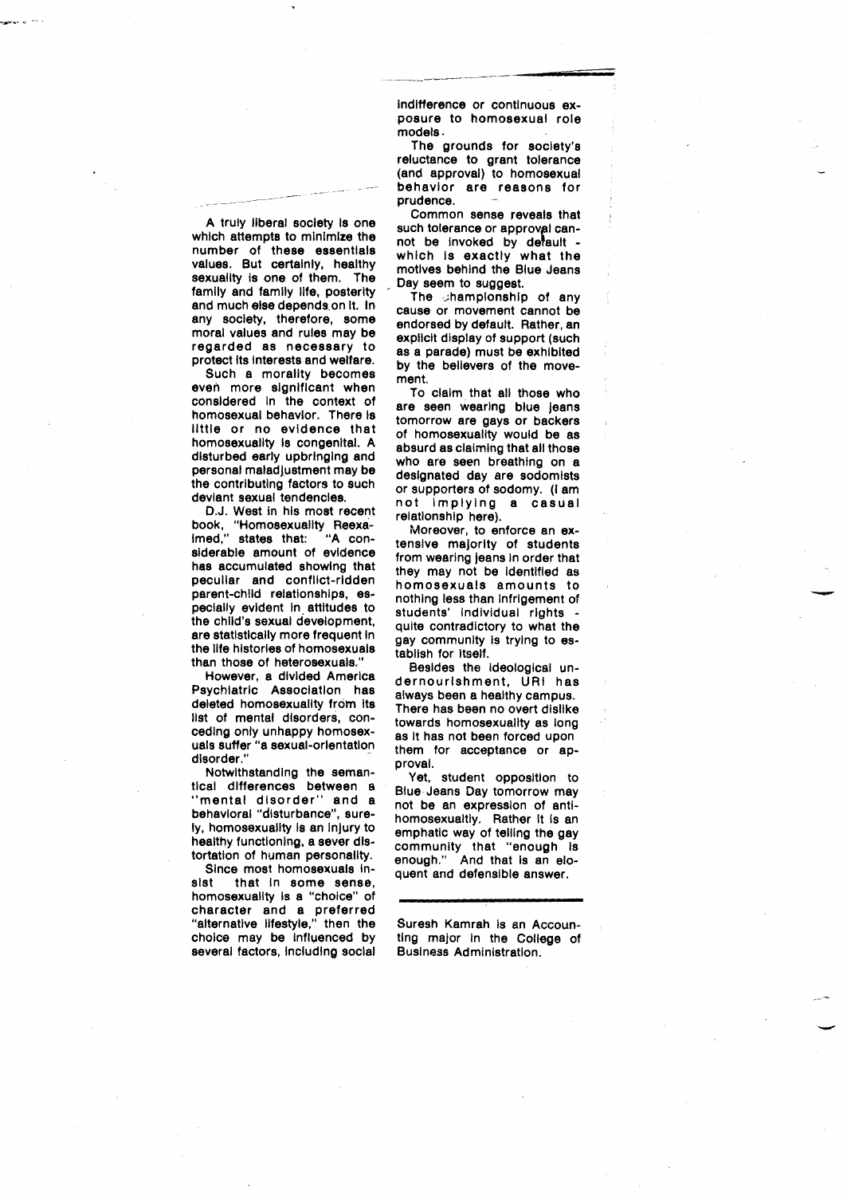A truly liberal society is one which attempts to minimize the number of these essentials values. But certainly, healthy sexuality is one of them. The family and family life, posterity and much else depends on it. In any society, therefore, some moral values and rules may be regarded as necessary to protect its interests and welfare.

Such a morality becomes even more significant when considered in the context of homosexual behavior. There is little or no evidence that homosexuality is congenital. A disturbed early upbringing and personal maladjustment may be the contributing factors to such deviant sexual tendencies.

D.J. West in his most recent book, "Homosexuality Reexamined," states that: "A considerable amount of evidence has accumulated showing that peculiar and conflict-ridden parent-child relationships, especially evident in attitudes to the child's sexual development, are statistically more frequent in the life histories of homosexuals than those of heterosexuals."

However, a divided America Psychiatric Association has deleted homosexuality from its list of mental disorders, conceding only unhappy homosexuals suffer "a sexual-orientation disorder."

Notwithstanding the semantical differences between a "mental disorder" and a behavioral "disturbance", surely, homosexuality is an injury to healthy functioning, a sever distortation of human personality.

Since most homosexuals insist that in some sense, homosexuality is a "choice" of character and a preferred "alternative lifestyle," then the choice may be influenced by several factors, including social indifference or continuous exposure to homosexual role models.

The grounds for society's reluctance to grant tolerance (and approval) to homosexual behavior are reasons for prudence.

Common sense reveals that such tolerance or approval cannot be invoked by default - which is exactly what the motives behind the Blue Jeans Day seem to suggest.

The championship of any cause or movement cannot be endorsed by default. Rather, an explicit display of support (such as a parade) must be exhibited by the believers of the movement.

To claim that all those who are seen wearing blue jeans tomorrow are gays or backers of homosexuality would be as absurd as claiming that all those who are seen breathing on a designated day are sodomists or supporters of sodomy. (I am not implying a casual relationship here).

Moreover, to enforce an extensive majority of students from wearing jeans in order that they may not be identified as homosexuals amounts to nothing less than infrigement of students' individual rights - quite contradictory to what the gay community is trying to establish for itself.

Besides the ideological undernourishment, URI has always been a healthy campus. There has been no overt dislike towards homosexuality as long as it has not been forced upon them for acceptance or approval.

Yet, student opposition to Blue Jeans Day tomorrow may not be an expression of anti-homosexualtiy. Rather it is an emphatic way of telling the gay community that "enough is enough." And that is an eloquent and defensible answer.

---

Suresh Kamrah is an Accounting major in the College of Business Administration.